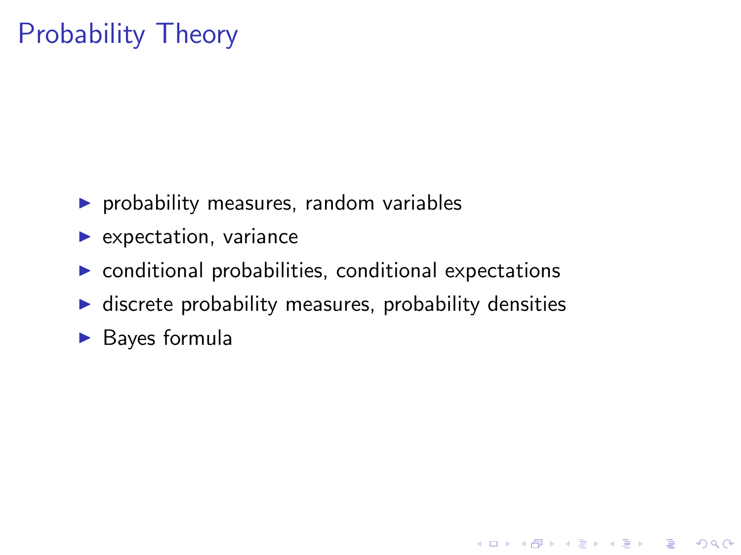# Probability Theory

- probability measures, random variables
- expectation, variance
- conditional probabilities, conditional expectations
- discrete probability measures, probability densities
- Bayes formula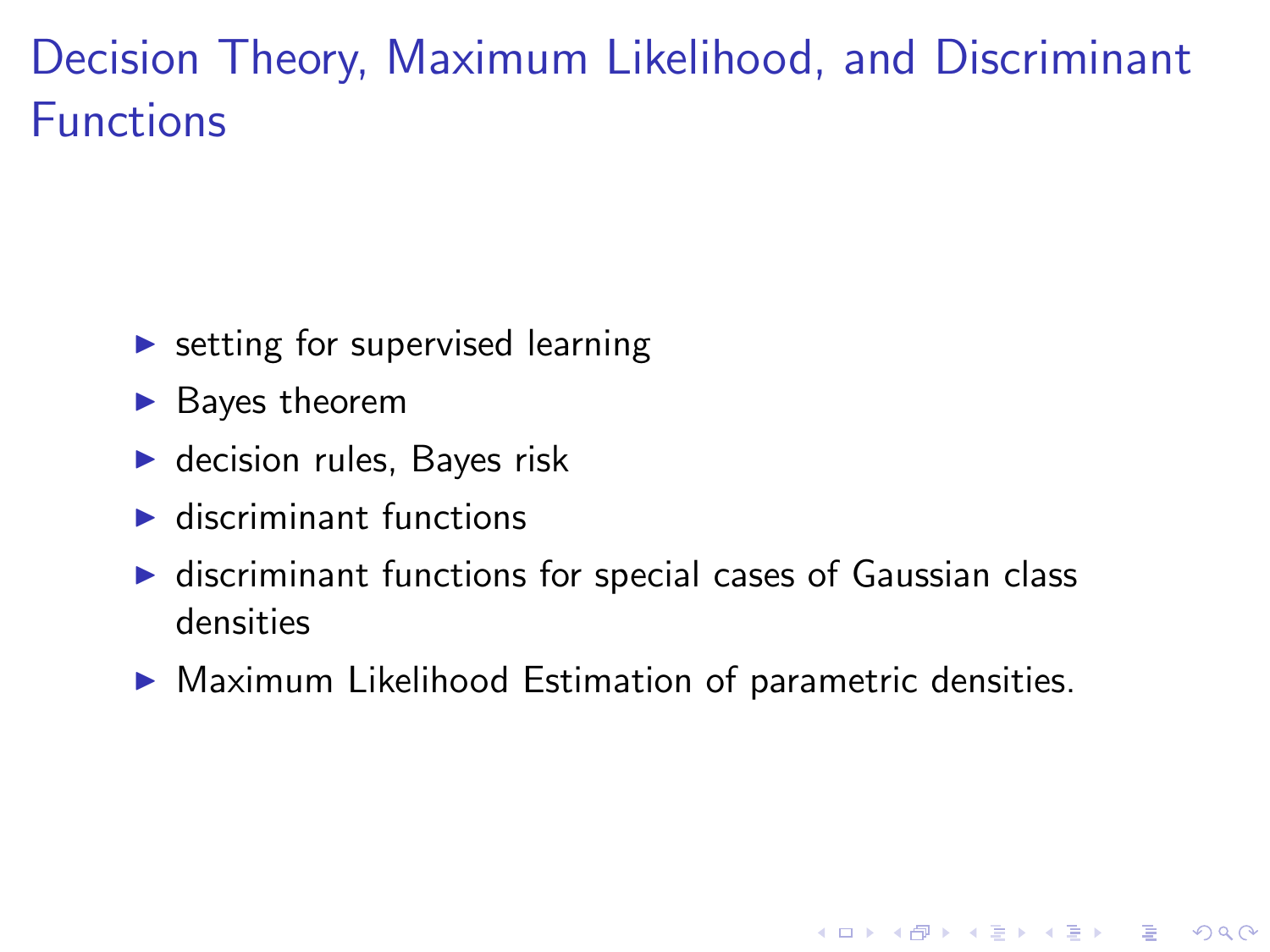# Decision Theory, Maximum Likelihood, and Discriminant Functions

- setting for supervised learning
- Bayes theorem
- decision rules, Bayes risk
- discriminant functions
- discriminant functions for special cases of Gaussian class densities
- Maximum Likelihood Estimation of parametric densities.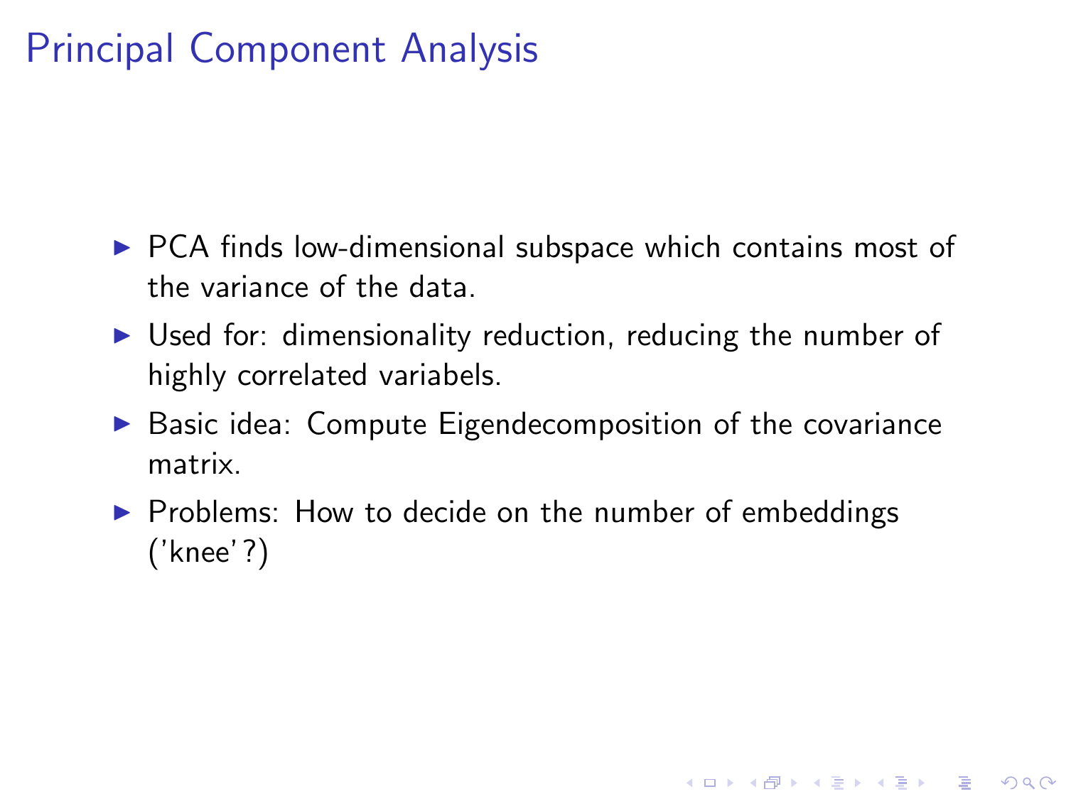# Principal Component Analysis

- PCA finds low-dimensional subspace which contains most of the variance of the data.
- Used for: dimensionality reduction, reducing the number of highly correlated variabels.
- Basic idea: Compute Eigendecomposition of the covariance matrix.
- Problems: How to decide on the number of embeddings ('knee'?)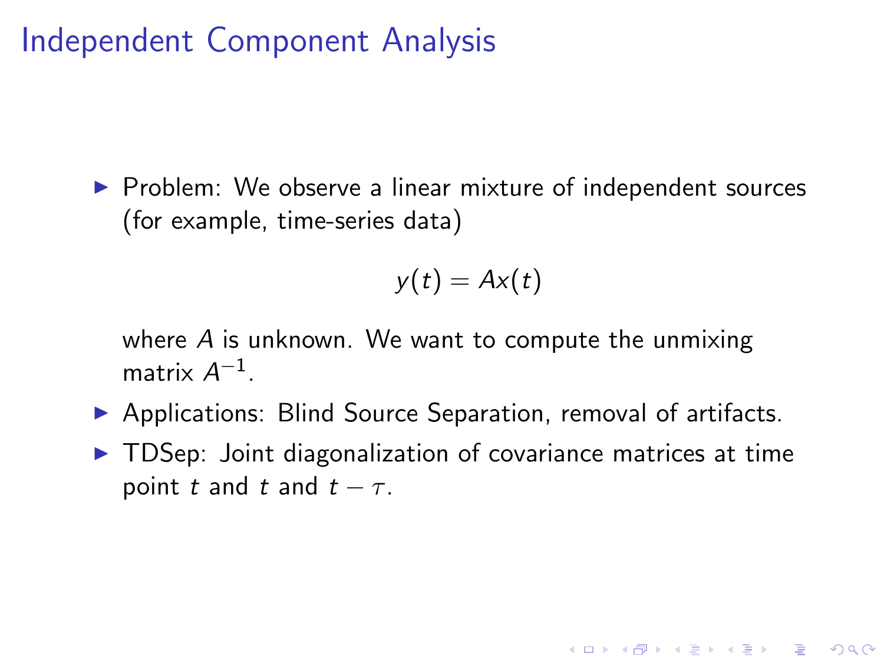# Independent Component Analysis

- Problem: We observe a linear mixture of independent sources (for example, time-series data)

  $$y(t) = Ax(t)$$

  where $A$ is unknown. We want to compute the unmixing matrix $A^{-1}$.
- Applications: Blind Source Separation, removal of artifacts.
- TDSep: Joint diagonalization of covariance matrices at time point $t$ and $t$ and $t - \tau$.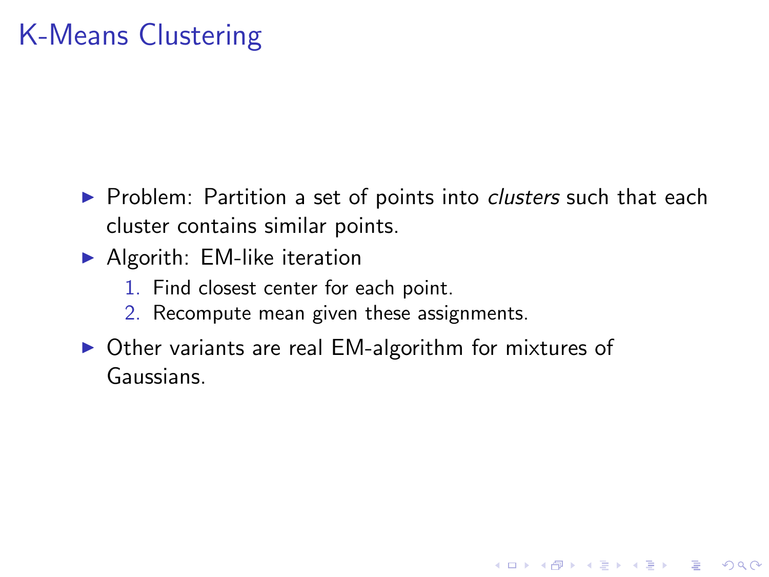# K-Means Clustering

- Problem: Partition a set of points into *clusters* such that each cluster contains similar points.
- Algorith: EM-like iteration
  1. Find closest center for each point.
  2. Recompute mean given these assignments.
- Other variants are real EM-algorithm for mixtures of Gaussians.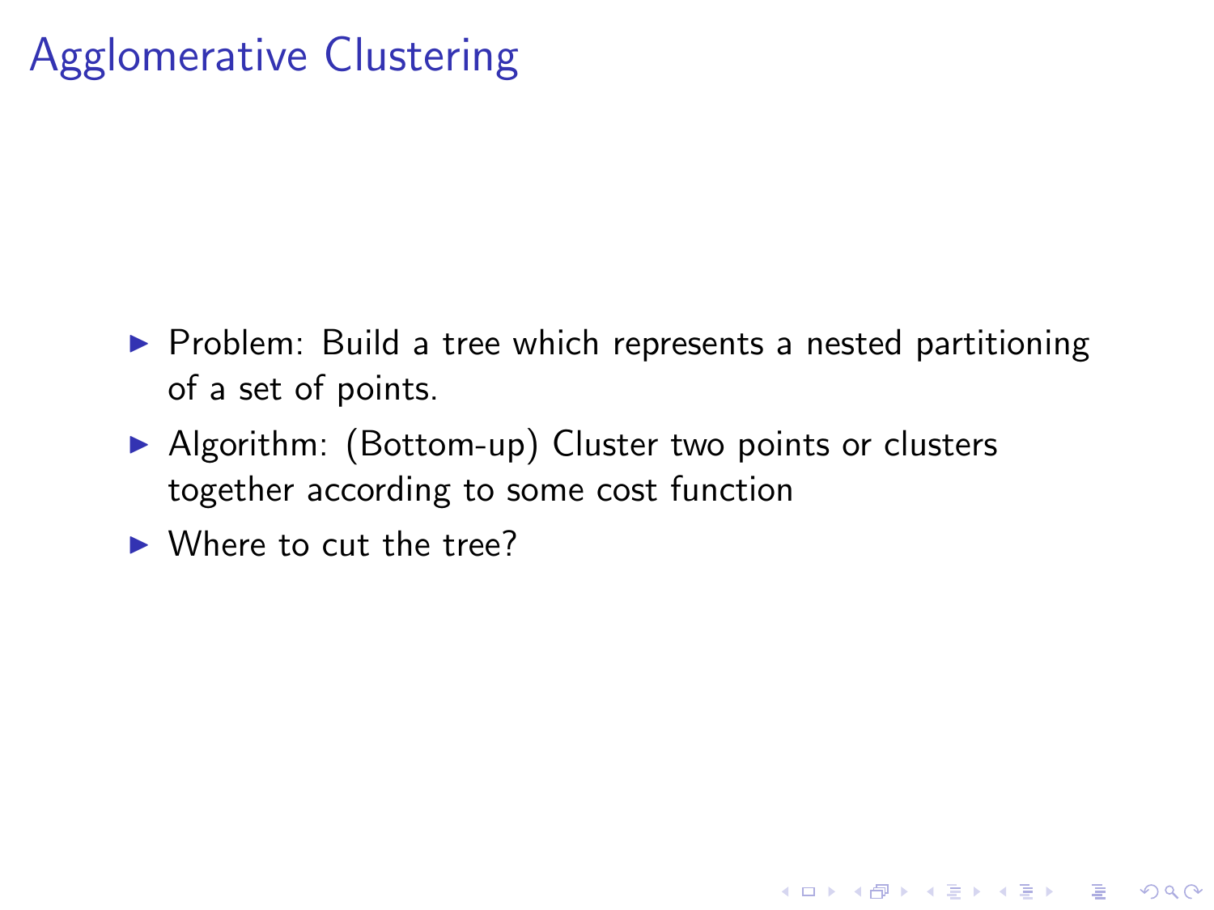# Agglomerative Clustering

- Problem: Build a tree which represents a nested partitioning of a set of points.
- Algorithm: (Bottom-up) Cluster two points or clusters together according to some cost function
- Where to cut the tree?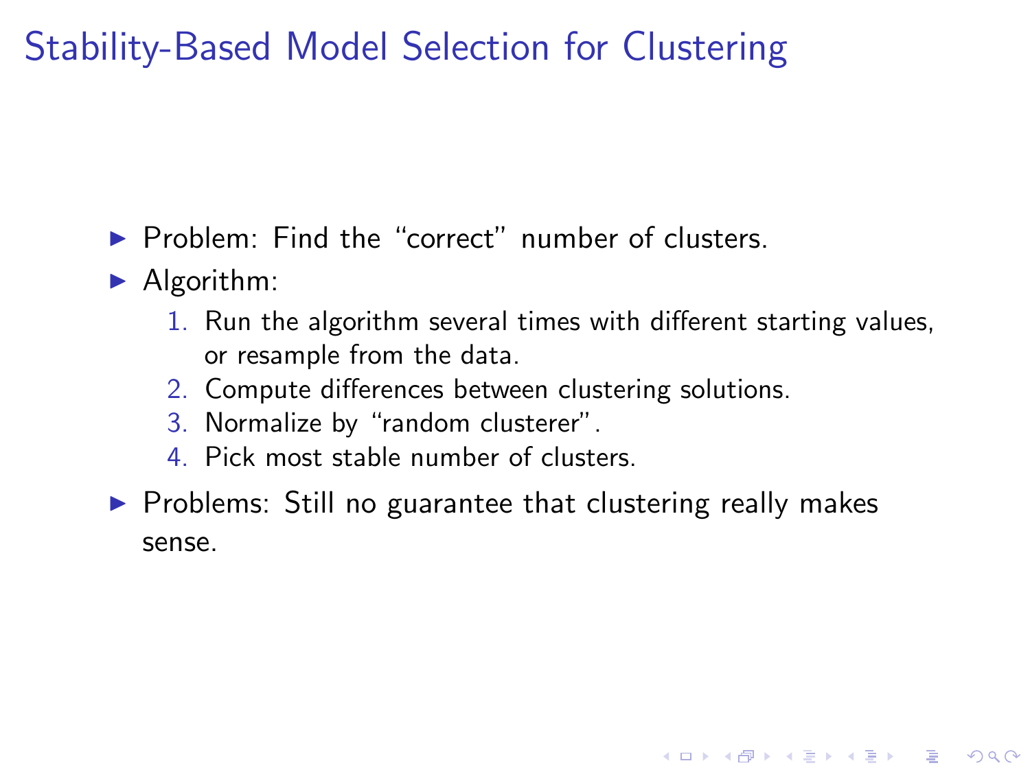# Stability-Based Model Selection for Clustering

- Problem: Find the "correct" number of clusters.
- Algorithm:
  1. Run the algorithm several times with different starting values, or resample from the data.
  2. Compute differences between clustering solutions.
  3. Normalize by "random clusterer".
  4. Pick most stable number of clusters.
- Problems: Still no guarantee that clustering really makes sense.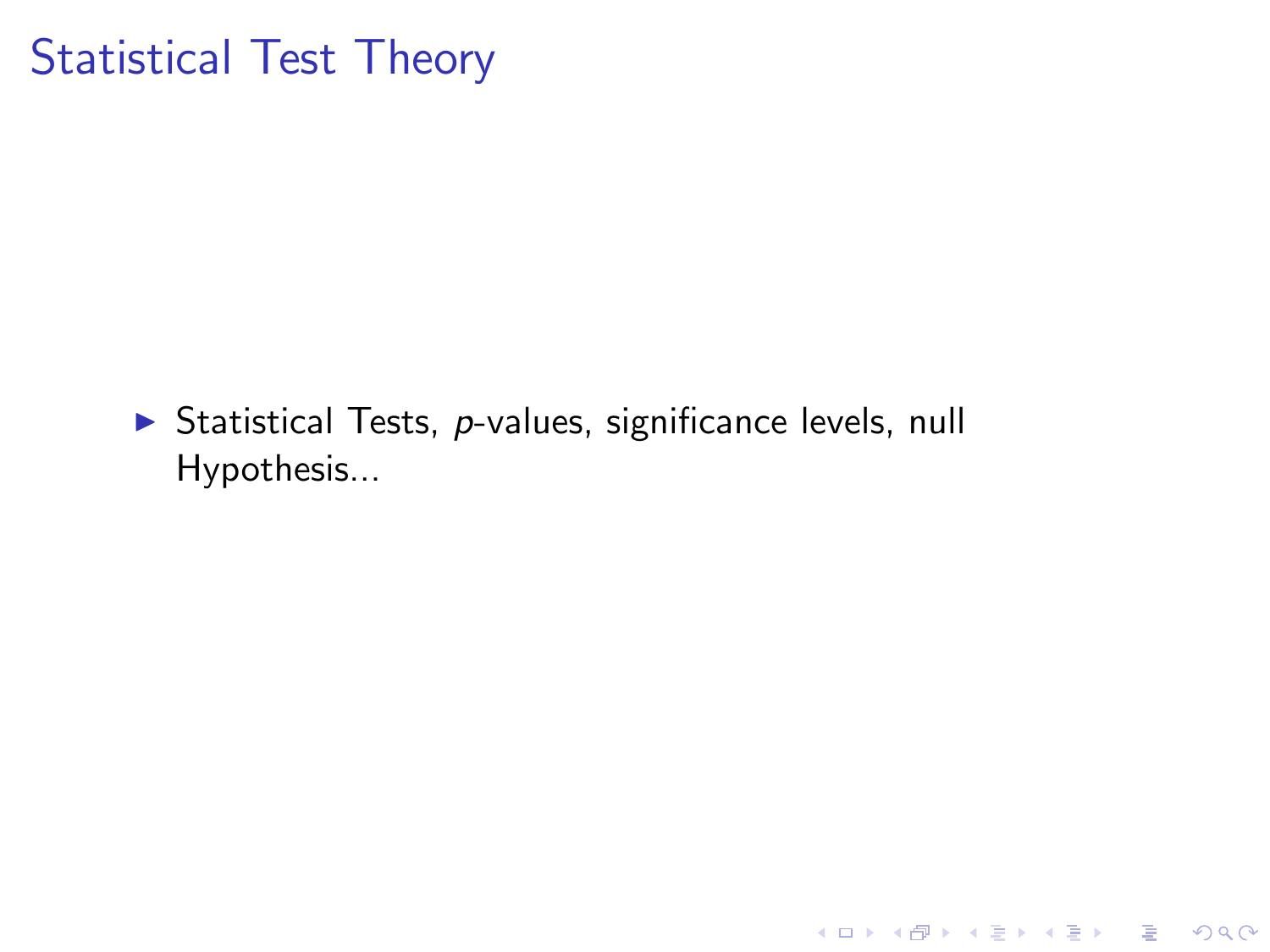# Statistical Test Theory

- Statistical Tests, $p$-values, significance levels, null Hypothesis...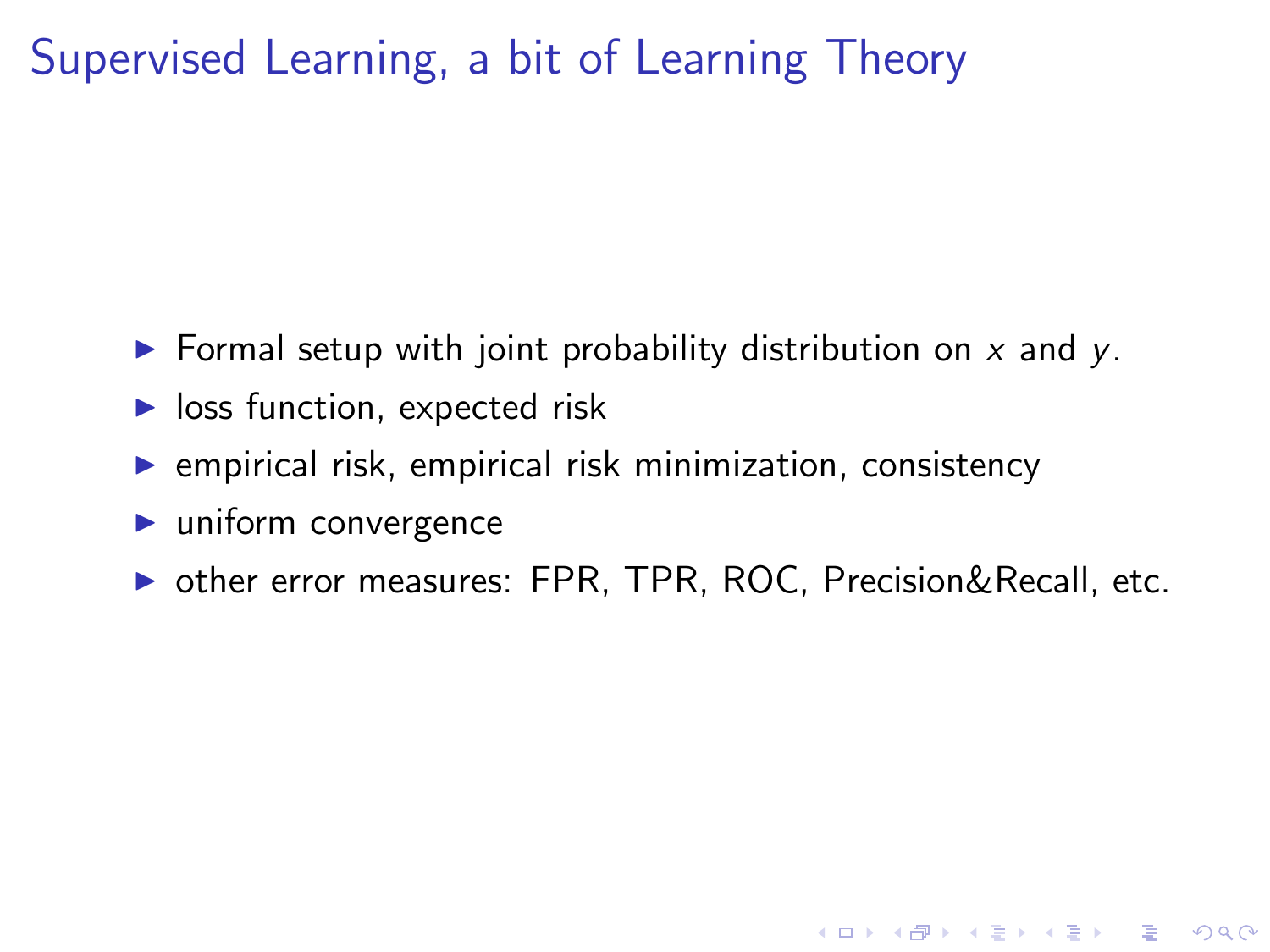# Supervised Learning, a bit of Learning Theory

- Formal setup with joint probability distribution on $x$ and $y$.
- loss function, expected risk
- empirical risk, empirical risk minimization, consistency
- uniform convergence
- other error measures: FPR, TPR, ROC, Precision&Recall, etc.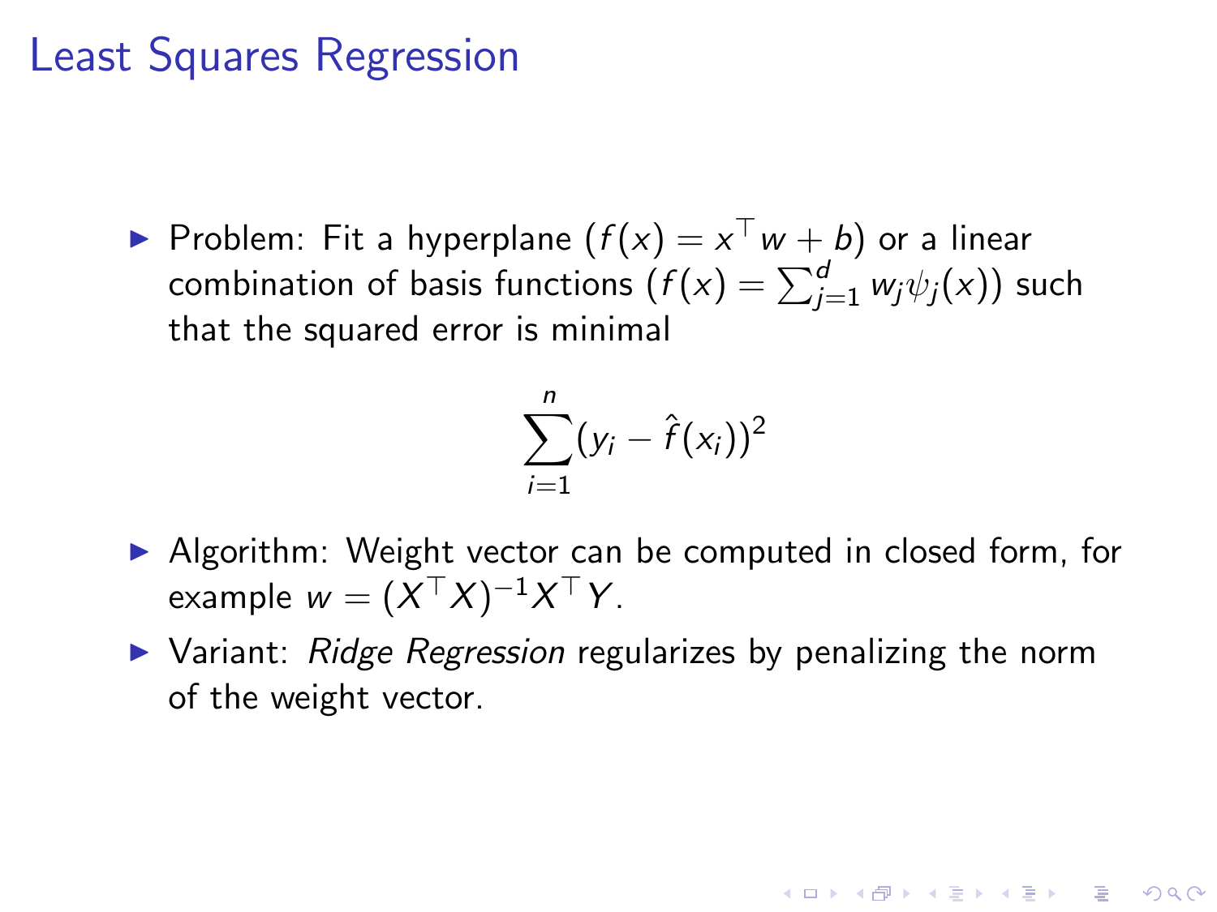# Least Squares Regression

- Problem: Fit a hyperplane ($f(x) = x^\top w + b$) or a linear combination of basis functions ($f(x) = \sum_{j=1}^{d} w_j \psi_j(x)$) such that the squared error is minimal

$$\sum_{i=1}^{n} (y_i - \hat{f}(x_i))^2$$

- Algorithm: Weight vector can be computed in closed form, for example $w = (X^\top X)^{-1} X^\top Y$.
- Variant: *Ridge Regression* regularizes by penalizing the norm of the weight vector.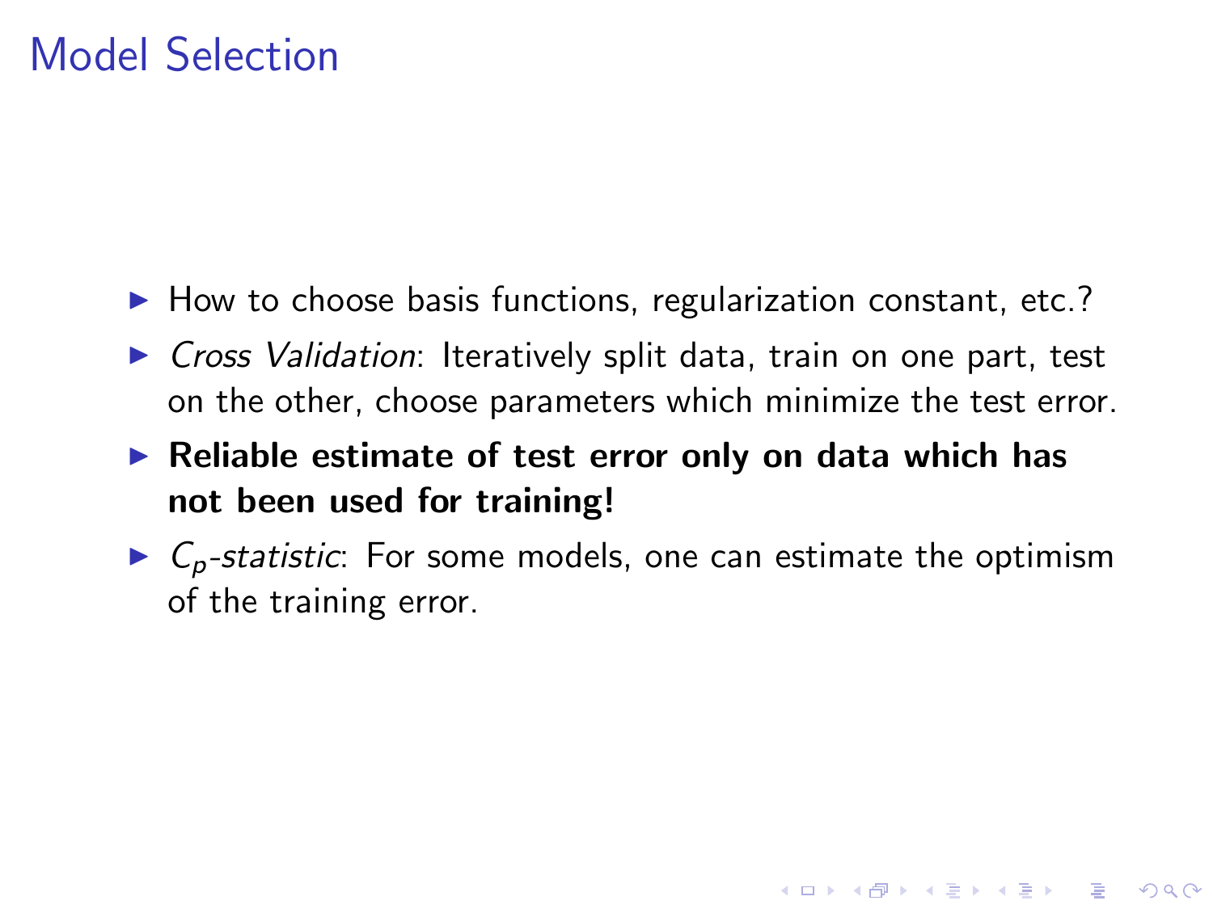# Model Selection

- How to choose basis functions, regularization constant, etc.?
- *Cross Validation*: Iteratively split data, train on one part, test on the other, choose parameters which minimize the test error.
- **Reliable estimate of test error only on data which has not been used for training!**
- *$C_p$-statistic*: For some models, one can estimate the optimism of the training error.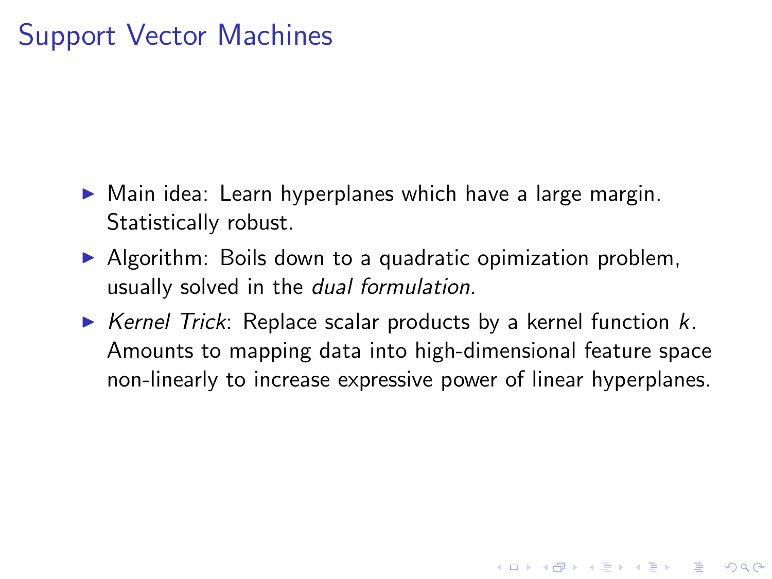# Support Vector Machines

- Main idea: Learn hyperplanes which have a large margin. Statistically robust.
- Algorithm: Boils down to a quadratic opimization problem, usually solved in the *dual formulation*.
- *Kernel Trick*: Replace scalar products by a kernel function $k$. Amounts to mapping data into high-dimensional feature space non-linearly to increase expressive power of linear hyperplanes.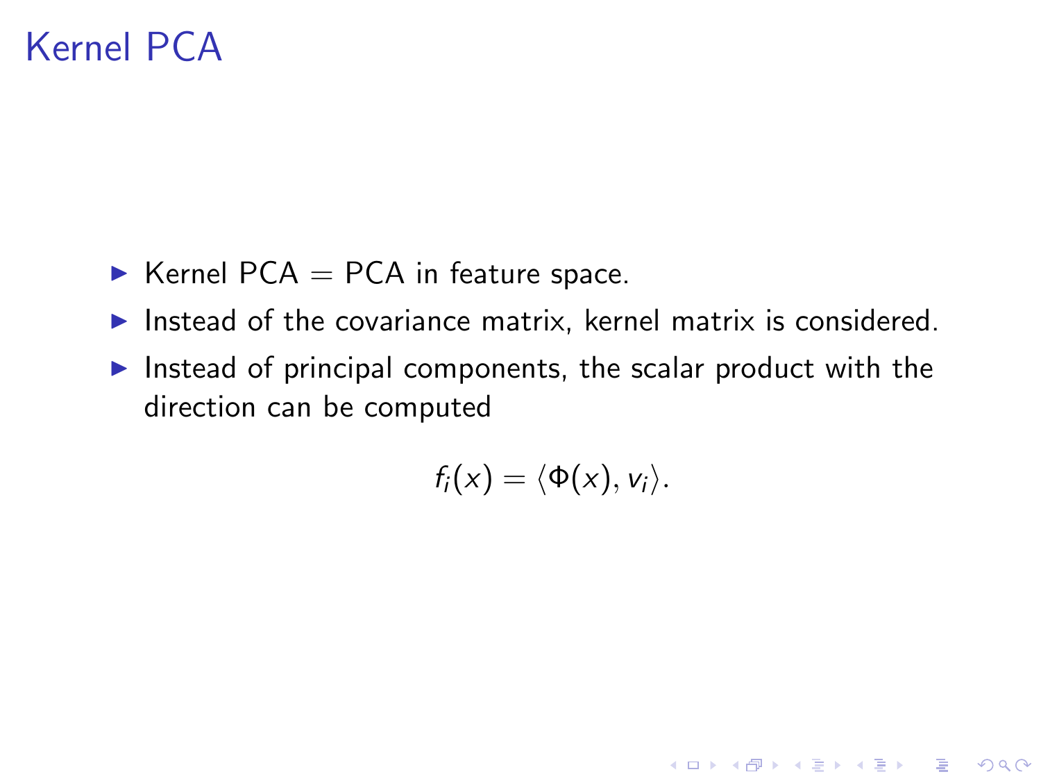# Kernel PCA

- Kernel PCA = PCA in feature space.
- Instead of the covariance matrix, kernel matrix is considered.
- Instead of principal components, the scalar product with the direction can be computed

$$f_i(x) = \langle \Phi(x), v_i \rangle.$$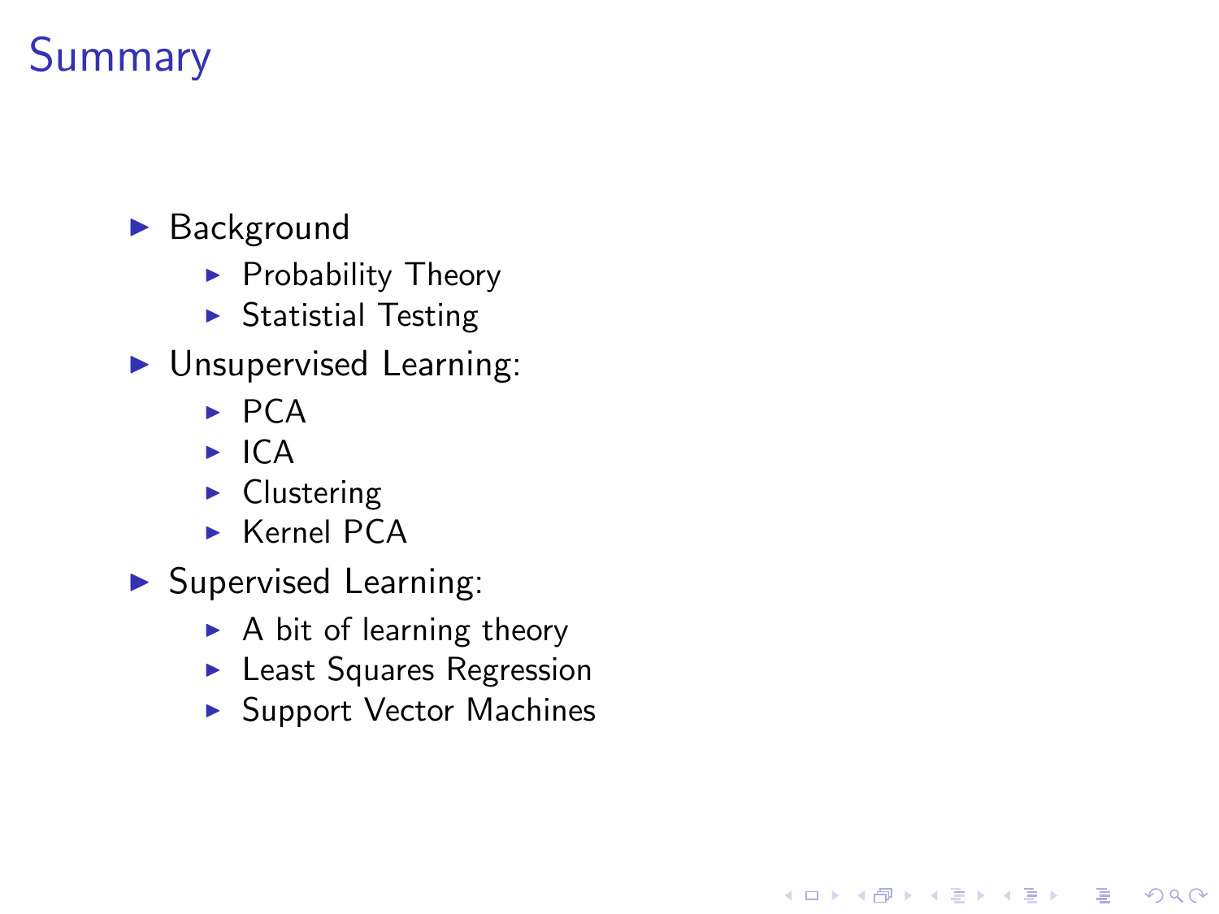# Summary

- Background
  - Probability Theory
  - Statistial Testing
- Unsupervised Learning:
  - PCA
  - ICA
  - Clustering
  - Kernel PCA
- Supervised Learning:
  - A bit of learning theory
  - Least Squares Regression
  - Support Vector Machines